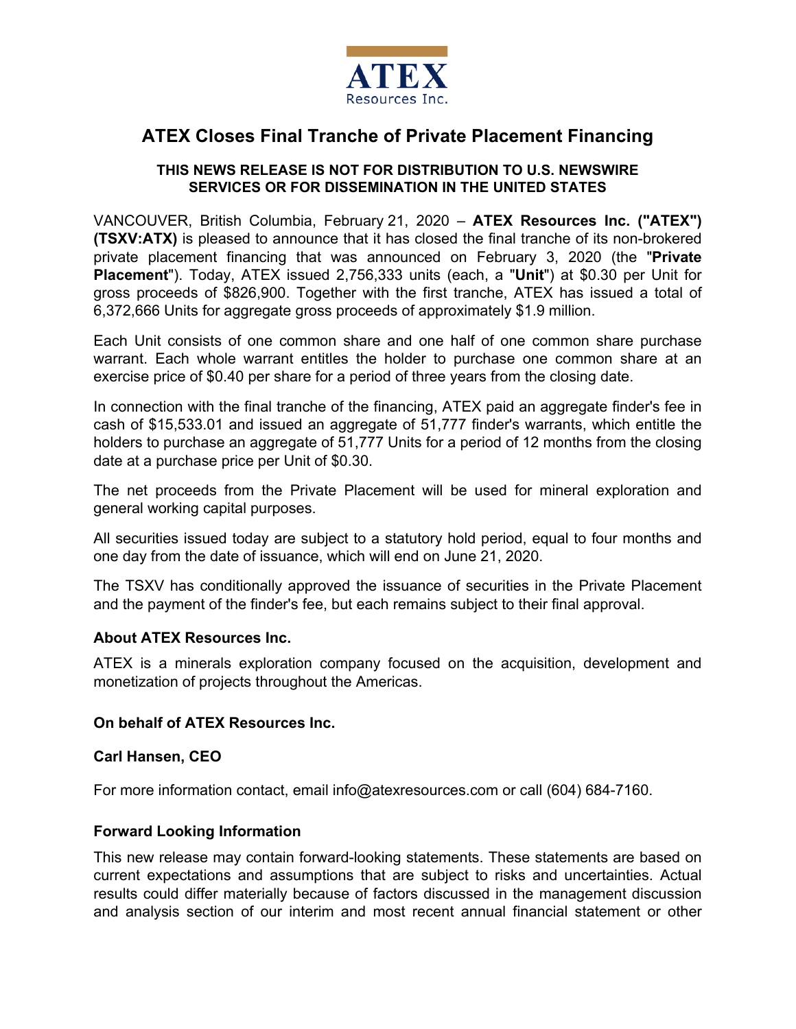ATEX
Resources Inc.

# ATEX Closes Final Tranche of Private Placement Financing

**THIS NEWS RELEASE IS NOT FOR DISTRIBUTION TO U.S. NEWSWIRE SERVICES OR FOR DISSEMINATION IN THE UNITED STATES**

VANCOUVER, British Columbia, February 21, 2020 – **ATEX Resources Inc. ("ATEX") (TSXV:ATX)** is pleased to announce that it has closed the final tranche of its non-brokered private placement financing that was announced on February 3, 2020 (the "**Private Placement**"). Today, ATEX issued 2,756,333 units (each, a "**Unit**") at $0.30 per Unit for gross proceeds of $826,900. Together with the first tranche, ATEX has issued a total of 6,372,666 Units for aggregate gross proceeds of approximately $1.9 million.

Each Unit consists of one common share and one half of one common share purchase warrant. Each whole warrant entitles the holder to purchase one common share at an exercise price of $0.40 per share for a period of three years from the closing date.

In connection with the final tranche of the financing, ATEX paid an aggregate finder's fee in cash of $15,533.01 and issued an aggregate of 51,777 finder's warrants, which entitle the holders to purchase an aggregate of 51,777 Units for a period of 12 months from the closing date at a purchase price per Unit of $0.30.

The net proceeds from the Private Placement will be used for mineral exploration and general working capital purposes.

All securities issued today are subject to a statutory hold period, equal to four months and one day from the date of issuance, which will end on June 21, 2020.

The TSXV has conditionally approved the issuance of securities in the Private Placement and the payment of the finder's fee, but each remains subject to their final approval.

### About ATEX Resources Inc.

ATEX is a minerals exploration company focused on the acquisition, development and monetization of projects throughout the Americas.

**On behalf of ATEX Resources Inc.**

**Carl Hansen, CEO**

For more information contact, email info@atexresources.com or call (604) 684-7160.

### Forward Looking Information

This new release may contain forward-looking statements. These statements are based on current expectations and assumptions that are subject to risks and uncertainties. Actual results could differ materially because of factors discussed in the management discussion and analysis section of our interim and most recent annual financial statement or other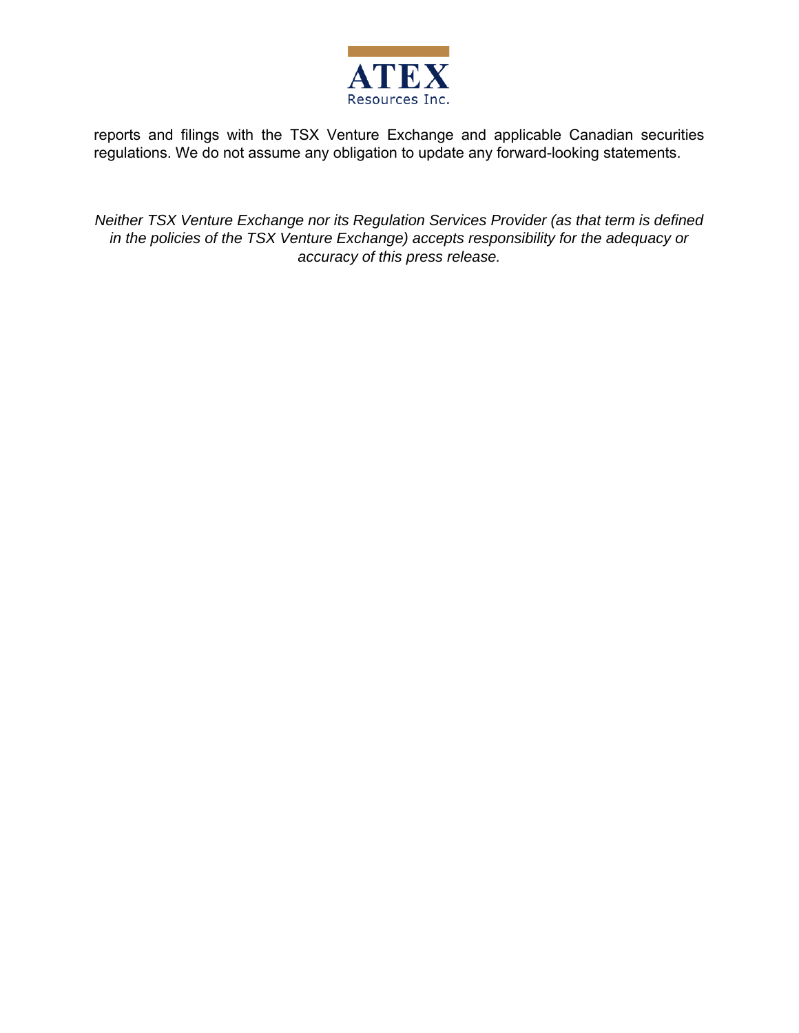reports and filings with the TSX Venture Exchange and applicable Canadian securities regulations. We do not assume any obligation to update any forward-looking statements.

*Neither TSX Venture Exchange nor its Regulation Services Provider (as that term is defined in the policies of the TSX Venture Exchange) accepts responsibility for the adequacy or accuracy of this press release.*